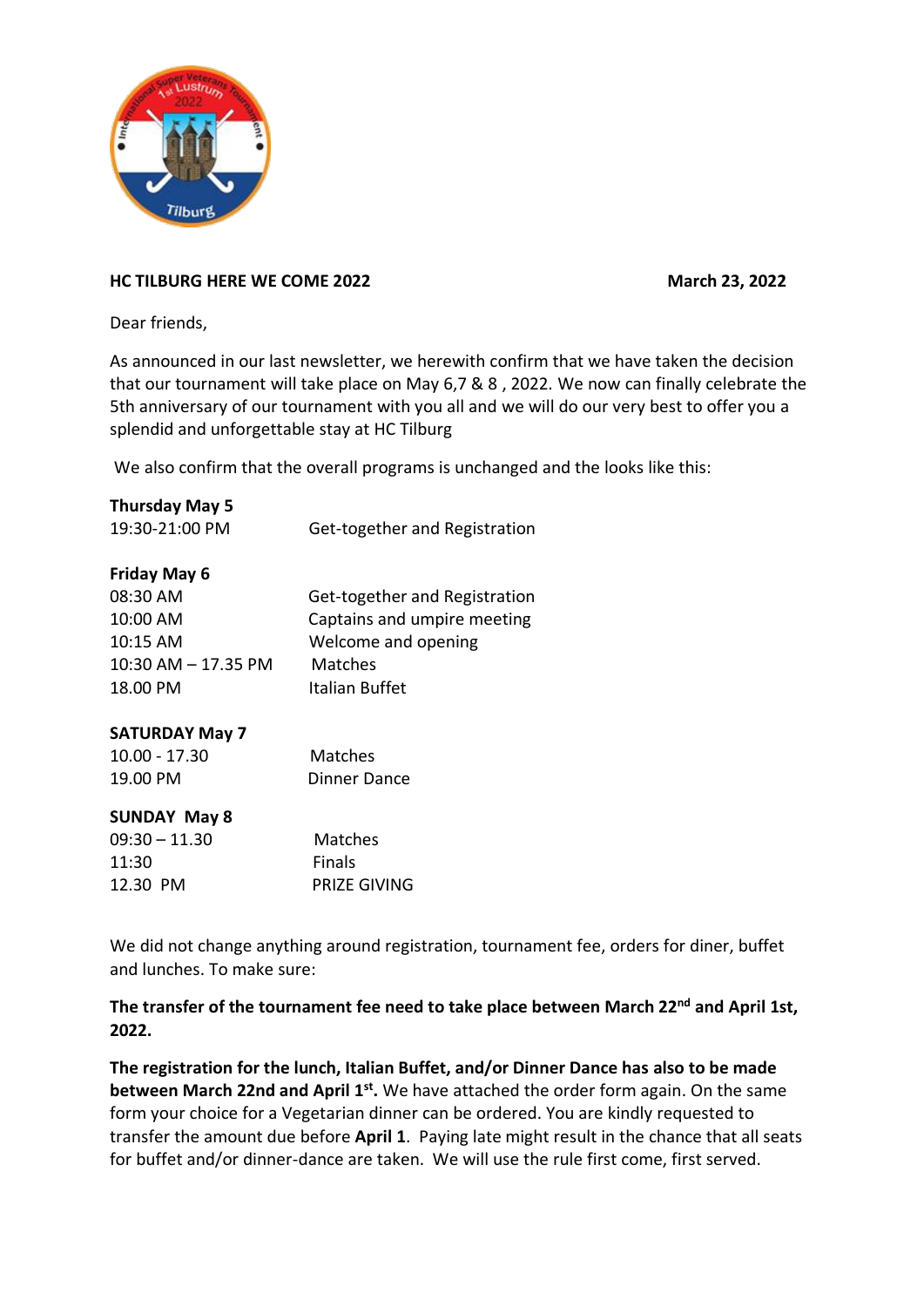**HC TILBURG HERE WE COME 2022** **March 23, 2022**

Dear friends,

As announced in our last newsletter, we herewith confirm that we have taken the decision that our tournament will take place on May 6,7 & 8 , 2022. We now can finally celebrate the 5th anniversary of our tournament with you all and we will do our very best to offer you a splendid and unforgettable stay at HC Tilburg

We also confirm that the overall programs is unchanged and the looks like this:

**Thursday May 5**

| | |
|---|---|
| 19:30-21:00 PM | Get-together and Registration |

**Friday May 6**

| | |
|---|---|
| 08:30 AM | Get-together and Registration |
| 10:00 AM | Captains and umpire meeting |
| 10:15 AM | Welcome and opening |
| 10:30 AM – 17.35 PM | Matches |
| 18.00 PM | Italian Buffet |

**SATURDAY May 7**

| | |
|---|---|
| 10.00 - 17.30 | Matches |
| 19.00 PM | Dinner Dance |

**SUNDAY May 8**

| | |
|---|---|
| 09:30 – 11.30 | Matches |
| 11:30 | Finals |
| 12.30 PM | PRIZE GIVING |

We did not change anything around registration, tournament fee, orders for diner, buffet and lunches. To make sure:

**The transfer of the tournament fee need to take place between March 22nd and April 1st, 2022.**

**The registration for the lunch, Italian Buffet, and/or Dinner Dance has also to be made between March 22nd and April 1st.** We have attached the order form again. On the same form your choice for a Vegetarian dinner can be ordered. You are kindly requested to transfer the amount due before **April 1**. Paying late might result in the chance that all seats for buffet and/or dinner-dance are taken. We will use the rule first come, first served.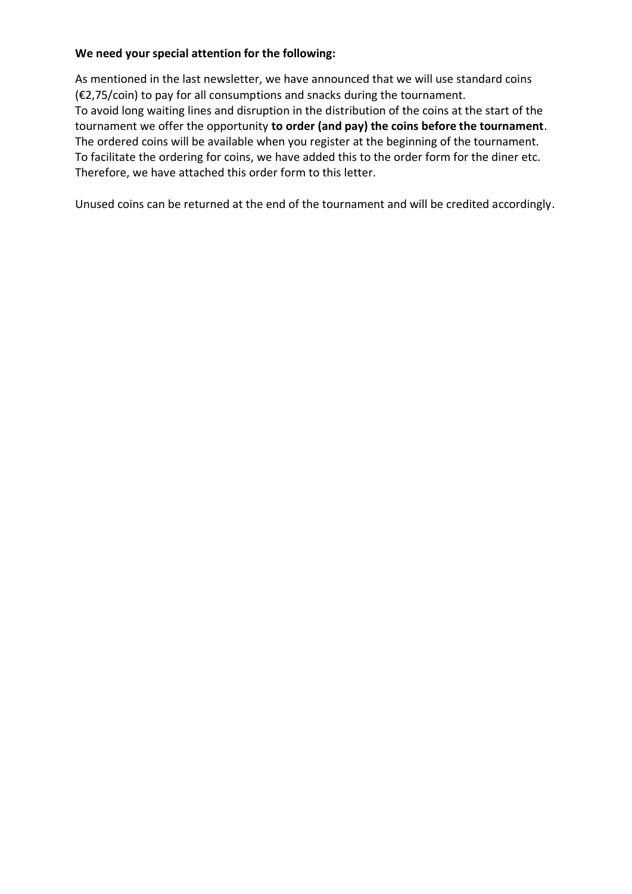**We need your special attention for the following:**

As mentioned in the last newsletter, we have announced that we will use standard coins (€2,75/coin) to pay for all consumptions and snacks during the tournament.
To avoid long waiting lines and disruption in the distribution of the coins at the start of the tournament we offer the opportunity **to order (and pay) the coins before the tournament**.
The ordered coins will be available when you register at the beginning of the tournament.
To facilitate the ordering for coins, we have added this to the order form for the diner etc.
Therefore, we have attached this order form to this letter.

Unused coins can be returned at the end of the tournament and will be credited accordingly.